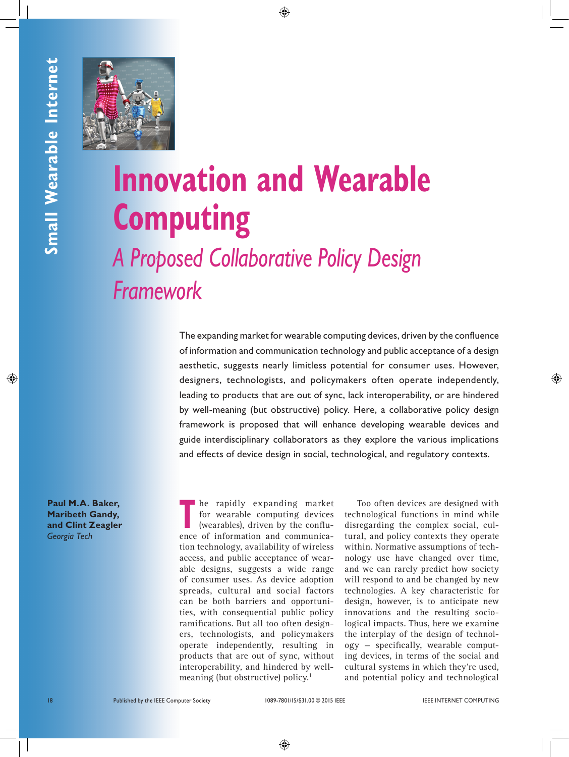# Innovation and Wearable Computing

## *A Proposed Collaborative Policy Design Framework*

The expanding market for wearable computing devices, driven by the confluence of information and communication technology and public acceptance of a design aesthetic, suggests nearly limitless potential for consumer uses. However, designers, technologists, and policymakers often operate independently, leading to products that are out of sync, lack interoperability, or are hindered by well-meaning (but obstructive) policy. Here, a collaborative policy design framework is proposed that will enhance developing wearable devices and guide interdisciplinary collaborators as they explore the various implications and effects of device design in social, technological, and regulatory contexts.

**Paul M.A. Baker, Maribeth Gandy, and Clint Zeagler**
*Georgia Tech*

The rapidly expanding market for wearable computing devices (wearables), driven by the confluence of information and communication technology, availability of wireless access, and public acceptance of wearable designs, suggests a wide range of consumer uses. As device adoption spreads, cultural and social factors can be both barriers and opportunities, with consequential public policy ramifications. But all too often designers, technologists, and policymakers operate independently, resulting in products that are out of sync, without interoperability, and hindered by well-meaning (but obstructive) policy.[1]

Too often devices are designed with technological functions in mind while disregarding the complex social, cultural, and policy contexts they operate within. Normative assumptions of technology use have changed over time, and we can rarely predict how society will respond to and be changed by new technologies. A key characteristic for design, however, is to anticipate new innovations and the resulting sociological impacts. Thus, here we examine the interplay of the design of technology — specifically, wearable computing devices, in terms of the social and cultural systems in which they're used, and potential policy and technological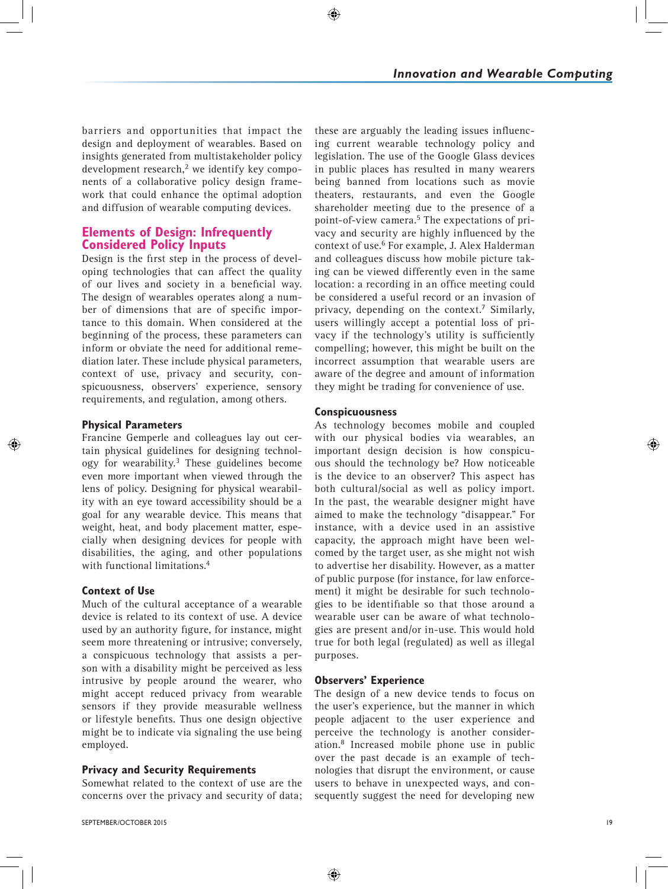barriers and opportunities that impact the design and deployment of wearables. Based on insights generated from multistakeholder policy development research,[2] we identify key components of a collaborative policy design framework that could enhance the optimal adoption and diffusion of wearable computing devices.

## Elements of Design: Infrequently Considered Policy Inputs

Design is the first step in the process of developing technologies that can affect the quality of our lives and society in a beneficial way. The design of wearables operates along a number of dimensions that are of specific importance to this domain. When considered at the beginning of the process, these parameters can inform or obviate the need for additional remediation later. These include physical parameters, context of use, privacy and security, conspicuousness, observers' experience, sensory requirements, and regulation, among others.

### Physical Parameters

Francine Gemperle and colleagues lay out certain physical guidelines for designing technology for wearability.[3] These guidelines become even more important when viewed through the lens of policy. Designing for physical wearability with an eye toward accessibility should be a goal for any wearable device. This means that weight, heat, and body placement matter, especially when designing devices for people with disabilities, the aging, and other populations with functional limitations.[4]

### Context of Use

Much of the cultural acceptance of a wearable device is related to its context of use. A device used by an authority figure, for instance, might seem more threatening or intrusive; conversely, a conspicuous technology that assists a person with a disability might be perceived as less intrusive by people around the wearer, who might accept reduced privacy from wearable sensors if they provide measurable wellness or lifestyle benefits. Thus one design objective might be to indicate via signaling the use being employed.

### Privacy and Security Requirements

Somewhat related to the context of use are the concerns over the privacy and security of data; these are arguably the leading issues influencing current wearable technology policy and legislation. The use of the Google Glass devices in public places has resulted in many wearers being banned from locations such as movie theaters, restaurants, and even the Google shareholder meeting due to the presence of a point-of-view camera.[5] The expectations of privacy and security are highly influenced by the context of use.[6] For example, J. Alex Halderman and colleagues discuss how mobile picture taking can be viewed differently even in the same location: a recording in an office meeting could be considered a useful record or an invasion of privacy, depending on the context.[7] Similarly, users willingly accept a potential loss of privacy if the technology's utility is sufficiently compelling; however, this might be built on the incorrect assumption that wearable users are aware of the degree and amount of information they might be trading for convenience of use.

### Conspicuousness

As technology becomes mobile and coupled with our physical bodies via wearables, an important design decision is how conspicuous should the technology be? How noticeable is the device to an observer? This aspect has both cultural/social as well as policy import. In the past, the wearable designer might have aimed to make the technology "disappear." For instance, with a device used in an assistive capacity, the approach might have been welcomed by the target user, as she might not wish to advertise her disability. However, as a matter of public purpose (for instance, for law enforcement) it might be desirable for such technologies to be identifiable so that those around a wearable user can be aware of what technologies are present and/or in-use. This would hold true for both legal (regulated) as well as illegal purposes.

### Observers' Experience

The design of a new device tends to focus on the user's experience, but the manner in which people adjacent to the user experience and perceive the technology is another consideration.[8] Increased mobile phone use in public over the past decade is an example of technologies that disrupt the environment, or cause users to behave in unexpected ways, and consequently suggest the need for developing new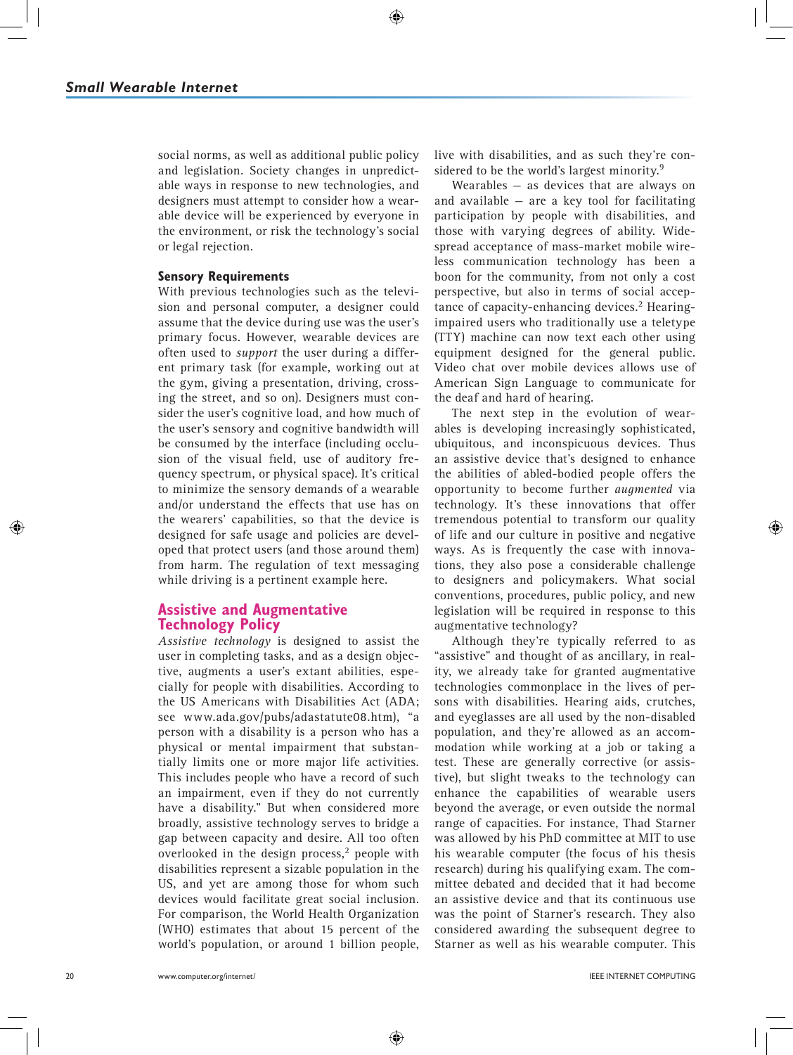social norms, as well as additional public policy and legislation. Society changes in unpredictable ways in response to new technologies, and designers must attempt to consider how a wearable device will be experienced by everyone in the environment, or risk the technology's social or legal rejection.

### Sensory Requirements

With previous technologies such as the television and personal computer, a designer could assume that the device during use was the user's primary focus. However, wearable devices are often used to *support* the user during a different primary task (for example, working out at the gym, giving a presentation, driving, crossing the street, and so on). Designers must consider the user's cognitive load, and how much of the user's sensory and cognitive bandwidth will be consumed by the interface (including occlusion of the visual field, use of auditory frequency spectrum, or physical space). It's critical to minimize the sensory demands of a wearable and/or understand the effects that use has on the wearers' capabilities, so that the device is designed for safe usage and policies are developed that protect users (and those around them) from harm. The regulation of text messaging while driving is a pertinent example here.

## Assistive and Augmentative Technology Policy

*Assistive technology* is designed to assist the user in completing tasks, and as a design objective, augments a user's extant abilities, especially for people with disabilities. According to the US Americans with Disabilities Act (ADA; see www.ada.gov/pubs/adastatute08.htm), "a person with a disability is a person who has a physical or mental impairment that substantially limits one or more major life activities. This includes people who have a record of such an impairment, even if they do not currently have a disability." But when considered more broadly, assistive technology serves to bridge a gap between capacity and desire. All too often overlooked in the design process,[2] people with disabilities represent a sizable population in the US, and yet are among those for whom such devices would facilitate great social inclusion. For comparison, the World Health Organization (WHO) estimates that about 15 percent of the world's population, or around 1 billion people, live with disabilities, and as such they're considered to be the world's largest minority.[9]

Wearables — as devices that are always on and available — are a key tool for facilitating participation by people with disabilities, and those with varying degrees of ability. Widespread acceptance of mass-market mobile wireless communication technology has been a boon for the community, from not only a cost perspective, but also in terms of social acceptance of capacity-enhancing devices.[2] Hearing-impaired users who traditionally use a teletype (TTY) machine can now text each other using equipment designed for the general public. Video chat over mobile devices allows use of American Sign Language to communicate for the deaf and hard of hearing.

The next step in the evolution of wearables is developing increasingly sophisticated, ubiquitous, and inconspicuous devices. Thus an assistive device that's designed to enhance the abilities of abled-bodied people offers the opportunity to become further *augmented* via technology. It's these innovations that offer tremendous potential to transform our quality of life and our culture in positive and negative ways. As is frequently the case with innovations, they also pose a considerable challenge to designers and policymakers. What social conventions, procedures, public policy, and new legislation will be required in response to this augmentative technology?

Although they're typically referred to as "assistive" and thought of as ancillary, in reality, we already take for granted augmentative technologies commonplace in the lives of persons with disabilities. Hearing aids, crutches, and eyeglasses are all used by the non-disabled population, and they're allowed as an accommodation while working at a job or taking a test. These are generally corrective (or assistive), but slight tweaks to the technology can enhance the capabilities of wearable users beyond the average, or even outside the normal range of capacities. For instance, Thad Starner was allowed by his PhD committee at MIT to use his wearable computer (the focus of his thesis research) during his qualifying exam. The committee debated and decided that it had become an assistive device and that its continuous use was the point of Starner's research. They also considered awarding the subsequent degree to Starner as well as his wearable computer. This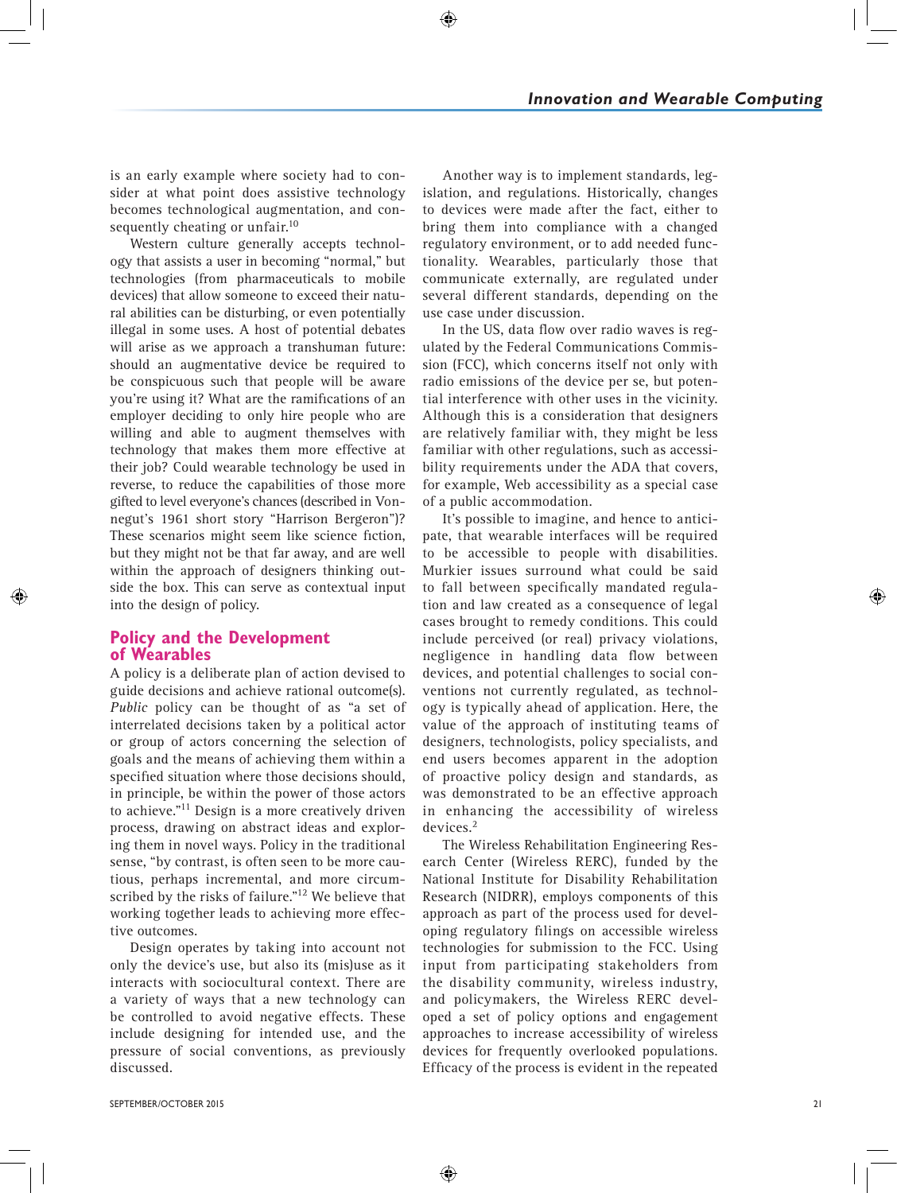is an early example where society had to consider at what point does assistive technology becomes technological augmentation, and consequently cheating or unfair.[10]

Western culture generally accepts technology that assists a user in becoming "normal," but technologies (from pharmaceuticals to mobile devices) that allow someone to exceed their natural abilities can be disturbing, or even potentially illegal in some uses. A host of potential debates will arise as we approach a transhuman future: should an augmentative device be required to be conspicuous such that people will be aware you're using it? What are the ramifications of an employer deciding to only hire people who are willing and able to augment themselves with technology that makes them more effective at their job? Could wearable technology be used in reverse, to reduce the capabilities of those more gifted to level everyone's chances (described in Vonnegut's 1961 short story "Harrison Bergeron")? These scenarios might seem like science fiction, but they might not be that far away, and are well within the approach of designers thinking outside the box. This can serve as contextual input into the design of policy.

## Policy and the Development of Wearables

A policy is a deliberate plan of action devised to guide decisions and achieve rational outcome(s). *Public* policy can be thought of as "a set of interrelated decisions taken by a political actor or group of actors concerning the selection of goals and the means of achieving them within a specified situation where those decisions should, in principle, be within the power of those actors to achieve."[11] Design is a more creatively driven process, drawing on abstract ideas and exploring them in novel ways. Policy in the traditional sense, "by contrast, is often seen to be more cautious, perhaps incremental, and more circumscribed by the risks of failure."[12] We believe that working together leads to achieving more effective outcomes.

Design operates by taking into account not only the device's use, but also its (mis)use as it interacts with sociocultural context. There are a variety of ways that a new technology can be controlled to avoid negative effects. These include designing for intended use, and the pressure of social conventions, as previously discussed.

Another way is to implement standards, legislation, and regulations. Historically, changes to devices were made after the fact, either to bring them into compliance with a changed regulatory environment, or to add needed functionality. Wearables, particularly those that communicate externally, are regulated under several different standards, depending on the use case under discussion.

In the US, data flow over radio waves is regulated by the Federal Communications Commission (FCC), which concerns itself not only with radio emissions of the device per se, but potential interference with other uses in the vicinity. Although this is a consideration that designers are relatively familiar with, they might be less familiar with other regulations, such as accessibility requirements under the ADA that covers, for example, Web accessibility as a special case of a public accommodation.

It's possible to imagine, and hence to anticipate, that wearable interfaces will be required to be accessible to people with disabilities. Murkier issues surround what could be said to fall between specifically mandated regulation and law created as a consequence of legal cases brought to remedy conditions. This could include perceived (or real) privacy violations, negligence in handling data flow between devices, and potential challenges to social conventions not currently regulated, as technology is typically ahead of application. Here, the value of the approach of instituting teams of designers, technologists, policy specialists, and end users becomes apparent in the adoption of proactive policy design and standards, as was demonstrated to be an effective approach in enhancing the accessibility of wireless devices.[2]

The Wireless Rehabilitation Engineering Research Center (Wireless RERC), funded by the National Institute for Disability Rehabilitation Research (NIDRR), employs components of this approach as part of the process used for developing regulatory filings on accessible wireless technologies for submission to the FCC. Using input from participating stakeholders from the disability community, wireless industry, and policymakers, the Wireless RERC developed a set of policy options and engagement approaches to increase accessibility of wireless devices for frequently overlooked populations. Efficacy of the process is evident in the repeated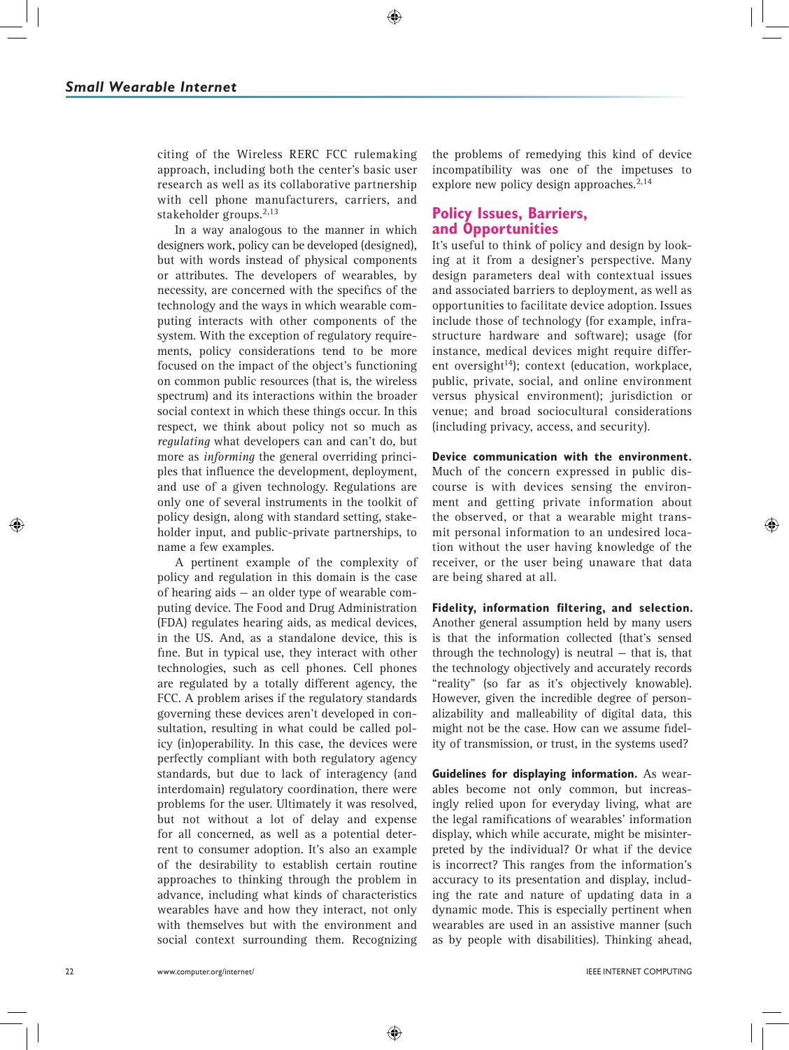citing of the Wireless RERC FCC rulemaking approach, including both the center's basic user research as well as its collaborative partnership with cell phone manufacturers, carriers, and stakeholder groups.[2,13]

In a way analogous to the manner in which designers work, policy can be developed (designed), but with words instead of physical components or attributes. The developers of wearables, by necessity, are concerned with the specifics of the technology and the ways in which wearable computing interacts with other components of the system. With the exception of regulatory requirements, policy considerations tend to be more focused on the impact of the object's functioning on common public resources (that is, the wireless spectrum) and its interactions within the broader social context in which these things occur. In this respect, we think about policy not so much as *regulating* what developers can and can't do, but more as *informing* the general overriding principles that influence the development, deployment, and use of a given technology. Regulations are only one of several instruments in the toolkit of policy design, along with standard setting, stakeholder input, and public-private partnerships, to name a few examples.

A pertinent example of the complexity of policy and regulation in this domain is the case of hearing aids — an older type of wearable computing device. The Food and Drug Administration (FDA) regulates hearing aids, as medical devices, in the US. And, as a standalone device, this is fine. But in typical use, they interact with other technologies, such as cell phones. Cell phones are regulated by a totally different agency, the FCC. A problem arises if the regulatory standards governing these devices aren't developed in consultation, resulting in what could be called policy (in)operability. In this case, the devices were perfectly compliant with both regulatory agency standards, but due to lack of interagency (and interdomain) regulatory coordination, there were problems for the user. Ultimately it was resolved, but not without a lot of delay and expense for all concerned, as well as a potential deterrent to consumer adoption. It's also an example of the desirability to establish certain routine approaches to thinking through the problem in advance, including what kinds of characteristics wearables have and how they interact, not only with themselves but with the environment and social context surrounding them. Recognizing the problems of remedying this kind of device incompatibility was one of the impetuses to explore new policy design approaches.[2,14]

## Policy Issues, Barriers, and Opportunities

It's useful to think of policy and design by looking at it from a designer's perspective. Many design parameters deal with contextual issues and associated barriers to deployment, as well as opportunities to facilitate device adoption. Issues include those of technology (for example, infrastructure hardware and software); usage (for instance, medical devices might require different oversight[14]); context (education, workplace, public, private, social, and online environment versus physical environment); jurisdiction or venue; and broad sociocultural considerations (including privacy, access, and security).

**Device communication with the environment.** Much of the concern expressed in public discourse is with devices sensing the environment and getting private information about the observed, or that a wearable might transmit personal information to an undesired location without the user having knowledge of the receiver, or the user being unaware that data are being shared at all.

**Fidelity, information filtering, and selection.** Another general assumption held by many users is that the information collected (that's sensed through the technology) is neutral — that is, that the technology objectively and accurately records "reality" (so far as it's objectively knowable). However, given the incredible degree of personalizability and malleability of digital data, this might not be the case. How can we assume fidelity of transmission, or trust, in the systems used?

**Guidelines for displaying information.** As wearables become not only common, but increasingly relied upon for everyday living, what are the legal ramifications of wearables' information display, which while accurate, might be misinterpreted by the individual? Or what if the device is incorrect? This ranges from the information's accuracy to its presentation and display, including the rate and nature of updating data in a dynamic mode. This is especially pertinent when wearables are used in an assistive manner (such as by people with disabilities). Thinking ahead,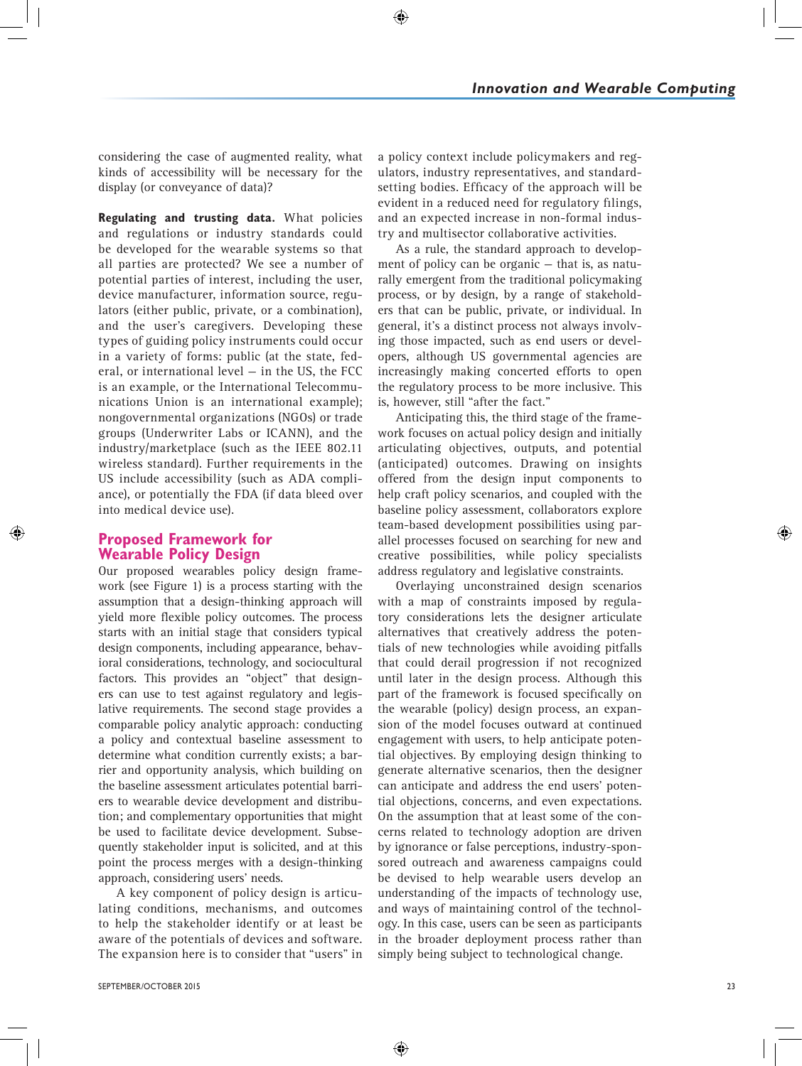considering the case of augmented reality, what kinds of accessibility will be necessary for the display (or conveyance of data)?

**Regulating and trusting data.** What policies and regulations or industry standards could be developed for the wearable systems so that all parties are protected? We see a number of potential parties of interest, including the user, device manufacturer, information source, regulators (either public, private, or a combination), and the user's caregivers. Developing these types of guiding policy instruments could occur in a variety of forms: public (at the state, federal, or international level — in the US, the FCC is an example, or the International Telecommunications Union is an international example); nongovernmental organizations (NGOs) or trade groups (Underwriter Labs or ICANN), and the industry/marketplace (such as the IEEE 802.11 wireless standard). Further requirements in the US include accessibility (such as ADA compliance), or potentially the FDA (if data bleed over into medical device use).

## Proposed Framework for Wearable Policy Design

Our proposed wearables policy design framework (see Figure 1) is a process starting with the assumption that a design-thinking approach will yield more flexible policy outcomes. The process starts with an initial stage that considers typical design components, including appearance, behavioral considerations, technology, and sociocultural factors. This provides an "object" that designers can use to test against regulatory and legislative requirements. The second stage provides a comparable policy analytic approach: conducting a policy and contextual baseline assessment to determine what condition currently exists; a barrier and opportunity analysis, which building on the baseline assessment articulates potential barriers to wearable device development and distribution; and complementary opportunities that might be used to facilitate device development. Subsequently stakeholder input is solicited, and at this point the process merges with a design-thinking approach, considering users' needs.

A key component of policy design is articulating conditions, mechanisms, and outcomes to help the stakeholder identify or at least be aware of the potentials of devices and software. The expansion here is to consider that "users" in a policy context include policymakers and regulators, industry representatives, and standard-setting bodies. Efficacy of the approach will be evident in a reduced need for regulatory filings, and an expected increase in non-formal industry and multisector collaborative activities.

As a rule, the standard approach to development of policy can be organic — that is, as naturally emergent from the traditional policymaking process, or by design, by a range of stakeholders that can be public, private, or individual. In general, it's a distinct process not always involving those impacted, such as end users or developers, although US governmental agencies are increasingly making concerted efforts to open the regulatory process to be more inclusive. This is, however, still "after the fact."

Anticipating this, the third stage of the framework focuses on actual policy design and initially articulating objectives, outputs, and potential (anticipated) outcomes. Drawing on insights offered from the design input components to help craft policy scenarios, and coupled with the baseline policy assessment, collaborators explore team-based development possibilities using parallel processes focused on searching for new and creative possibilities, while policy specialists address regulatory and legislative constraints.

Overlaying unconstrained design scenarios with a map of constraints imposed by regulatory considerations lets the designer articulate alternatives that creatively address the potentials of new technologies while avoiding pitfalls that could derail progression if not recognized until later in the design process. Although this part of the framework is focused specifically on the wearable (policy) design process, an expansion of the model focuses outward at continued engagement with users, to help anticipate potential objectives. By employing design thinking to generate alternative scenarios, then the designer can anticipate and address the end users' potential objections, concerns, and even expectations. On the assumption that at least some of the concerns related to technology adoption are driven by ignorance or false perceptions, industry-sponsored outreach and awareness campaigns could be devised to help wearable users develop an understanding of the impacts of technology use, and ways of maintaining control of the technology. In this case, users can be seen as participants in the broader deployment process rather than simply being subject to technological change.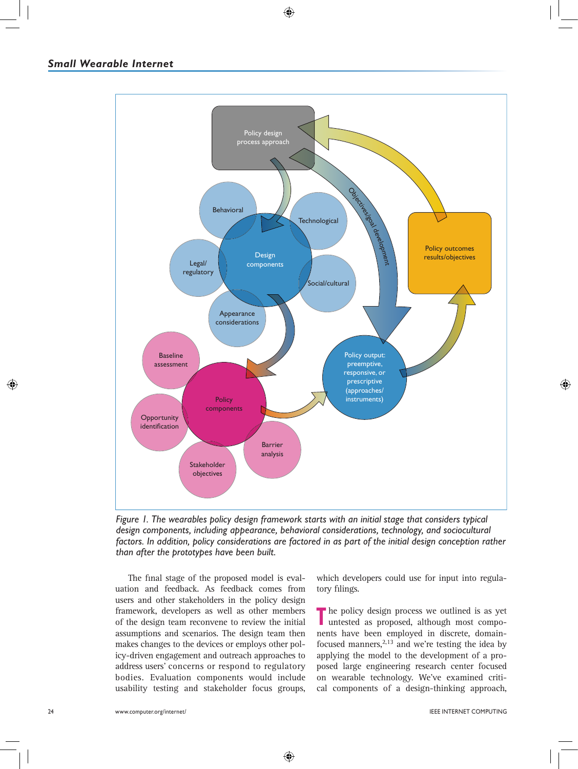*Figure 1. The wearables policy design framework starts with an initial stage that considers typical design components, including appearance, behavioral considerations, technology, and sociocultural factors. In addition, policy considerations are factored in as part of the initial design conception rather than after the prototypes have been built.*

The final stage of the proposed model is evaluation and feedback. As feedback comes from users and other stakeholders in the policy design framework, developers as well as other members of the design team reconvene to review the initial assumptions and scenarios. The design team then makes changes to the devices or employs other policy-driven engagement and outreach approaches to address users' concerns or respond to regulatory bodies. Evaluation components would include usability testing and stakeholder focus groups, which developers could use for input into regulatory filings.

The policy design process we outlined is as yet untested as proposed, although most components have been employed in discrete, domain-focused manners,[2,13] and we're testing the idea by applying the model to the development of a proposed large engineering research center focused on wearable technology. We've examined critical components of a design-thinking approach,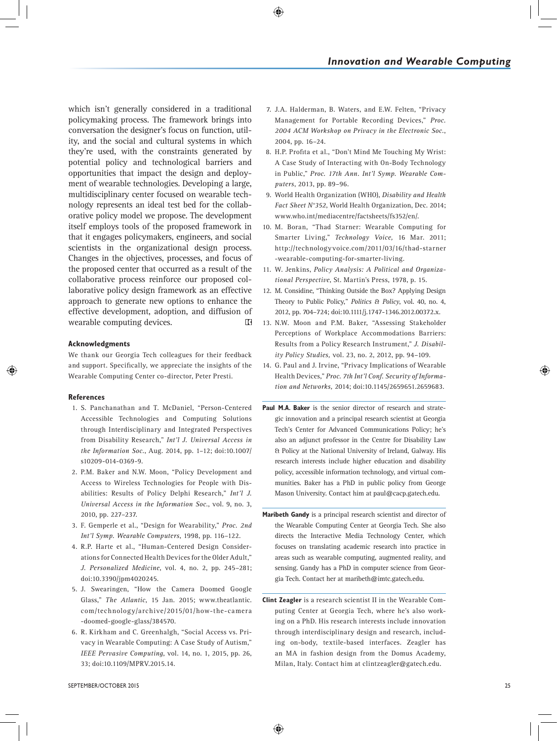which isn't generally considered in a traditional policymaking process. The framework brings into conversation the designer's focus on function, utility, and the social and cultural systems in which they're used, with the constraints generated by potential policy and technological barriers and opportunities that impact the design and deployment of wearable technologies. Developing a large, multidisciplinary center focused on wearable technology represents an ideal test bed for the collaborative policy model we propose. The development itself employs tools of the proposed framework in that it engages policymakers, engineers, and social scientists in the organizational design process. Changes in the objectives, processes, and focus of the proposed center that occurred as a result of the collaborative process reinforce our proposed collaborative policy design framework as an effective approach to generate new options to enhance the effective development, adoption, and diffusion of wearable computing devices.

### Acknowledgments

We thank our Georgia Tech colleagues for their feedback and support. Specifically, we appreciate the insights of the Wearable Computing Center co-director, Peter Presti.

### References

1. S. Panchanathan and T. McDaniel, "Person-Centered Accessible Technologies and Computing Solutions through Interdisciplinary and Integrated Perspectives from Disability Research," *Int'l J. Universal Access in the Information Soc.*, Aug. 2014, pp. 1–12; doi:10.1007/s10209-014-0369-9.
2. P.M. Baker and N.W. Moon, "Policy Development and Access to Wireless Technologies for People with Disabilities: Results of Policy Delphi Research," *Int'l J. Universal Access in the Information Soc.*, vol. 9, no. 3, 2010, pp. 227–237.
3. F. Gemperle et al., "Design for Wearability," *Proc. 2nd Int'l Symp. Wearable Computers*, 1998, pp. 116–122.
4. R.P. Harte et al., "Human-Centered Design Considerations for Connected Health Devices for the Older Adult," *J. Personalized Medicine*, vol. 4, no. 2, pp. 245–281; doi:10.3390/jpm4020245.
5. J. Swearingen, "How the Camera Doomed Google Glass," *The Atlantic*, 15 Jan. 2015; www.theatlantic.com/technology/archive/2015/01/how-the-camera-doomed-google-glass/384570.
6. R. Kirkham and C. Greenhalgh, "Social Access vs. Privacy in Wearable Computing: A Case Study of Autism," *IEEE Pervasive Computing*, vol. 14, no. 1, 2015, pp. 26, 33; doi:10.1109/MPRV.2015.14.
7. J.A. Halderman, B. Waters, and E.W. Felten, "Privacy Management for Portable Recording Devices," *Proc. 2004 ACM Workshop on Privacy in the Electronic Soc.*, 2004, pp. 16–24.
8. H.P. Profita et al., "Don't Mind Me Touching My Wrist: A Case Study of Interacting with On-Body Technology in Public," *Proc. 17th Ann. Int'l Symp. Wearable Computers*, 2013, pp. 89–96.
9. World Health Organization (WHO), *Disability and Health Fact Sheet N°352*, World Health Organization, Dec. 2014; www.who.int/mediacentre/factsheets/fs352/en/.
10. M. Boran, "Thad Starner: Wearable Computing for Smarter Living," *Technology Voice*, 16 Mar. 2011; http://technologyvoice.com/2011/03/16/thad-starner-wearable-computing-for-smarter-living.
11. W. Jenkins, *Policy Analysis: A Political and Organizational Perspective*, St. Martin's Press, 1978, p. 15.
12. M. Considine, "Thinking Outside the Box? Applying Design Theory to Public Policy," *Politics & Policy*, vol. 40, no. 4, 2012, pp. 704–724; doi:10.1111/j.1747-1346.2012.00372.x.
13. N.W. Moon and P.M. Baker, "Assessing Stakeholder Perceptions of Workplace Accommodations Barriers: Results from a Policy Research Instrument," *J. Disability Policy Studies*, vol. 23, no. 2, 2012, pp. 94–109.
14. G. Paul and J. Irvine, "Privacy Implications of Wearable Health Devices," *Proc. 7th Int'l Conf. Security of Information and Networks*, 2014; doi:10.1145/2659651.2659683.

**Paul M.A. Baker** is the senior director of research and strategic innovation and a principal research scientist at Georgia Tech's Center for Advanced Communications Policy; he's also an adjunct professor in the Centre for Disability Law & Policy at the National University of Ireland, Galway. His research interests include higher education and disability policy, accessible information technology, and virtual communities. Baker has a PhD in public policy from George Mason University. Contact him at paul@cacp.gatech.edu.

**Maribeth Gandy** is a principal research scientist and director of the Wearable Computing Center at Georgia Tech. She also directs the Interactive Media Technology Center, which focuses on translating academic research into practice in areas such as wearable computing, augmented reality, and sensing. Gandy has a PhD in computer science from Georgia Tech. Contact her at maribeth@imtc.gatech.edu.

**Clint Zeagler** is a research scientist II in the Wearable Computing Center at Georgia Tech, where he's also working on a PhD. His research interests include innovation through interdisciplinary design and research, including on-body, textile-based interfaces. Zeagler has an MA in fashion design from the Domus Academy, Milan, Italy. Contact him at clintzeagler@gatech.edu.